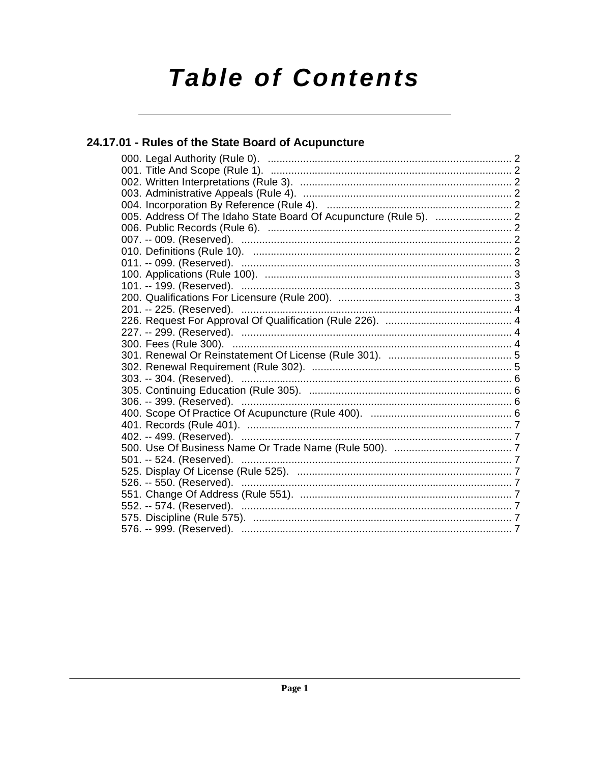# Table of Contents

## 24.17.01 - Rules of the State Board of Acupuncture

000. Legal Authority (Rule 0). .......... 2
001. Title And Scope (Rule 1). .......... 2
002. Written Interpretations (Rule 3). .......... 2
003. Administrative Appeals (Rule 4). .......... 2
004. Incorporation By Reference (Rule 4). .......... 2
005. Address Of The Idaho State Board Of Acupuncture (Rule 5). .......... 2
006. Public Records (Rule 6). .......... 2
007. -- 009. (Reserved). .......... 2
010. Definitions (Rule 10). .......... 2
011. -- 099. (Reserved). .......... 3
100. Applications (Rule 100). .......... 3
101. -- 199. (Reserved). .......... 3
200. Qualifications For Licensure (Rule 200). .......... 3
201. -- 225. (Reserved). .......... 4
226. Request For Approval Of Qualification (Rule 226). .......... 4
227. -- 299. (Reserved). .......... 4
300. Fees (Rule 300). .......... 4
301. Renewal Or Reinstatement Of License (Rule 301). .......... 5
302. Renewal Requirement (Rule 302). .......... 5
303. -- 304. (Reserved). .......... 6
305. Continuing Education (Rule 305). .......... 6
306. -- 399. (Reserved). .......... 6
400. Scope Of Practice Of Acupuncture (Rule 400). .......... 6
401. Records (Rule 401). .......... 7
402. -- 499. (Reserved). .......... 7
500. Use Of Business Name Or Trade Name (Rule 500). .......... 7
501. -- 524. (Reserved). .......... 7
525. Display Of License (Rule 525). .......... 7
526. -- 550. (Reserved). .......... 7
551. Change Of Address (Rule 551). .......... 7
552. -- 574. (Reserved). .......... 7
575. Discipline (Rule 575). .......... 7
576. -- 999. (Reserved). .......... 7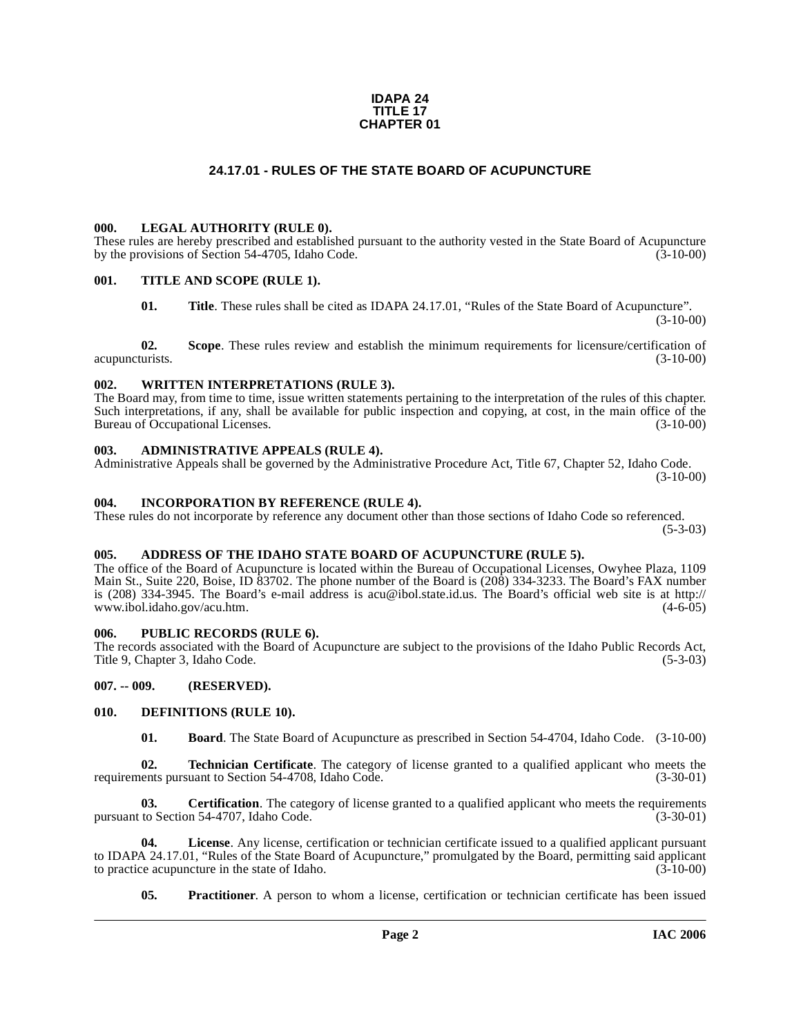**IDAPA 24**
**TITLE 17**
**CHAPTER 01**

# 24.17.01 - RULES OF THE STATE BOARD OF ACUPUNCTURE

### 000. LEGAL AUTHORITY (RULE 0).

These rules are hereby prescribed and established pursuant to the authority vested in the State Board of Acupuncture by the provisions of Section 54-4705, Idaho Code. (3-10-00)

### 001. TITLE AND SCOPE (RULE 1).

**01. Title**. These rules shall be cited as IDAPA 24.17.01, "Rules of the State Board of Acupuncture". (3-10-00)

**02. Scope**. These rules review and establish the minimum requirements for licensure/certification of acupuncturists. (3-10-00)

### 002. WRITTEN INTERPRETATIONS (RULE 3).

The Board may, from time to time, issue written statements pertaining to the interpretation of the rules of this chapter. Such interpretations, if any, shall be available for public inspection and copying, at cost, in the main office of the Bureau of Occupational Licenses. (3-10-00)

### 003. ADMINISTRATIVE APPEALS (RULE 4).

Administrative Appeals shall be governed by the Administrative Procedure Act, Title 67, Chapter 52, Idaho Code. (3-10-00)

### 004. INCORPORATION BY REFERENCE (RULE 4).

These rules do not incorporate by reference any document other than those sections of Idaho Code so referenced. (5-3-03)

### 005. ADDRESS OF THE IDAHO STATE BOARD OF ACUPUNCTURE (RULE 5).

The office of the Board of Acupuncture is located within the Bureau of Occupational Licenses, Owyhee Plaza, 1109 Main St., Suite 220, Boise, ID 83702. The phone number of the Board is (208) 334-3233. The Board's FAX number is (208) 334-3945. The Board's e-mail address is acu@ibol.state.id.us. The Board's official web site is at http://www.ibol.idaho.gov/acu.htm. (4-6-05)

### 006. PUBLIC RECORDS (RULE 6).

The records associated with the Board of Acupuncture are subject to the provisions of the Idaho Public Records Act, Title 9, Chapter 3, Idaho Code. (5-3-03)

### 007. -- 009. (RESERVED).

### 010. DEFINITIONS (RULE 10).

**01. Board**. The State Board of Acupuncture as prescribed in Section 54-4704, Idaho Code. (3-10-00)

**02. Technician Certificate**. The category of license granted to a qualified applicant who meets the requirements pursuant to Section 54-4708, Idaho Code. (3-30-01)

**03. Certification**. The category of license granted to a qualified applicant who meets the requirements pursuant to Section 54-4707, Idaho Code. (3-30-01)

**04. License**. Any license, certification or technician certificate issued to a qualified applicant pursuant to IDAPA 24.17.01, "Rules of the State Board of Acupuncture," promulgated by the Board, permitting said applicant to practice acupuncture in the state of Idaho. (3-10-00)

**05. Practitioner**. A person to whom a license, certification or technician certificate has been issued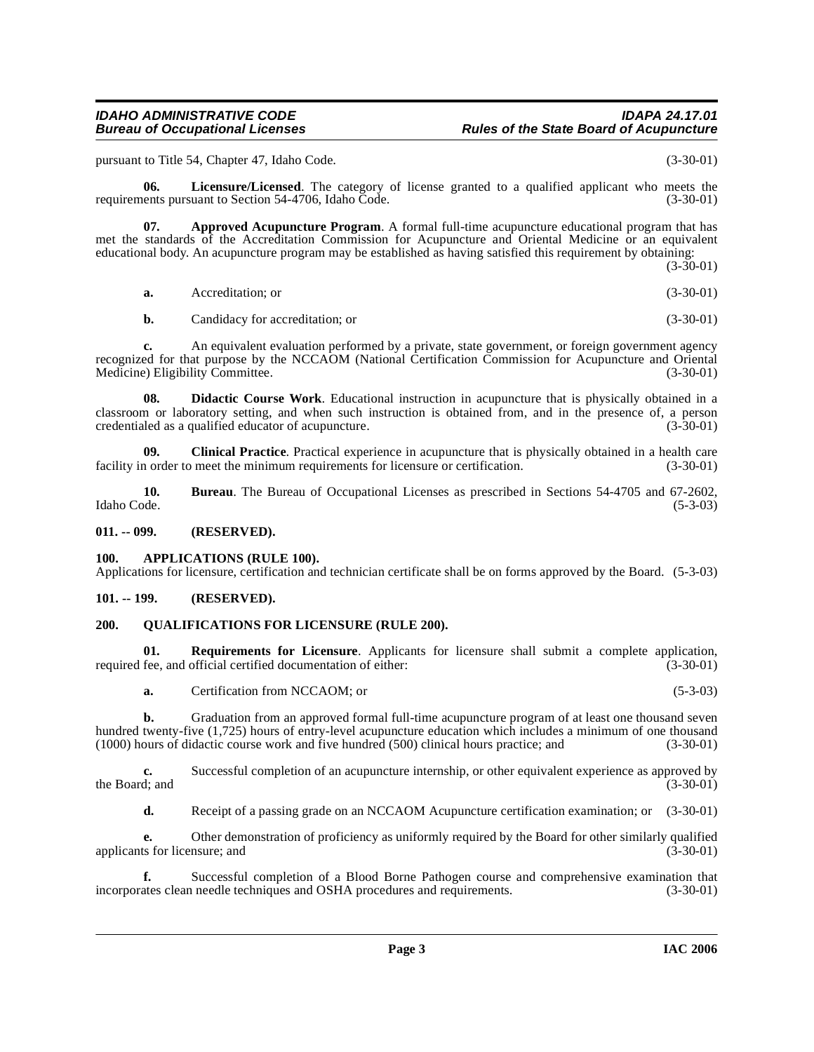pursuant to Title 54, Chapter 47, Idaho Code. (3-30-01)

**06. Licensure/Licensed**. The category of license granted to a qualified applicant who meets the requirements pursuant to Section 54-4706, Idaho Code. (3-30-01)

**07. Approved Acupuncture Program**. A formal full-time acupuncture educational program that has met the standards of the Accreditation Commission for Acupuncture and Oriental Medicine or an equivalent educational body. An acupuncture program may be established as having satisfied this requirement by obtaining: (3-30-01)

**a.** Accreditation; or (3-30-01)

**b.** Candidacy for accreditation; or (3-30-01)

**c.** An equivalent evaluation performed by a private, state government, or foreign government agency recognized for that purpose by the NCCAOM (National Certification Commission for Acupuncture and Oriental Medicine) Eligibility Committee. (3-30-01)

**08. Didactic Course Work**. Educational instruction in acupuncture that is physically obtained in a classroom or laboratory setting, and when such instruction is obtained from, and in the presence of, a person credentialed as a qualified educator of acupuncture. (3-30-01)

**09. Clinical Practice**. Practical experience in acupuncture that is physically obtained in a health care facility in order to meet the minimum requirements for licensure or certification. (3-30-01)

**10. Bureau**. The Bureau of Occupational Licenses as prescribed in Sections 54-4705 and 67-2602, Idaho Code. (5-3-03)

## 011. -- 099. (RESERVED).

## 100. APPLICATIONS (RULE 100).

Applications for licensure, certification and technician certificate shall be on forms approved by the Board. (5-3-03)

## 101. -- 199. (RESERVED).

## 200. QUALIFICATIONS FOR LICENSURE (RULE 200).

**01. Requirements for Licensure**. Applicants for licensure shall submit a complete application, required fee, and official certified documentation of either: (3-30-01)

**a.** Certification from NCCAOM; or (5-3-03)

**b.** Graduation from an approved formal full-time acupuncture program of at least one thousand seven hundred twenty-five (1,725) hours of entry-level acupuncture education which includes a minimum of one thousand (1000) hours of didactic course work and five hundred (500) clinical hours practice; and (3-30-01)

**c.** Successful completion of an acupuncture internship, or other equivalent experience as approved by the Board; and (3-30-01)

**d.** Receipt of a passing grade on an NCCAOM Acupuncture certification examination; or (3-30-01)

**e.** Other demonstration of proficiency as uniformly required by the Board for other similarly qualified applicants for licensure; and (3-30-01)

**f.** Successful completion of a Blood Borne Pathogen course and comprehensive examination that incorporates clean needle techniques and OSHA procedures and requirements. (3-30-01)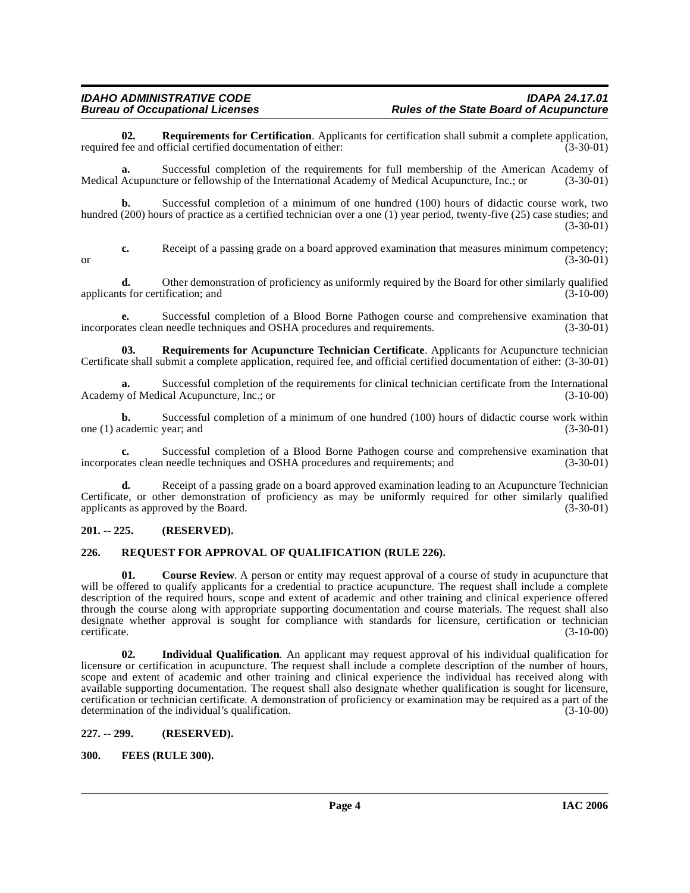**02. Requirements for Certification**. Applicants for certification shall submit a complete application, required fee and official certified documentation of either: (3-30-01)

**a.** Successful completion of the requirements for full membership of the American Academy of Medical Acupuncture or fellowship of the International Academy of Medical Acupuncture, Inc.; or (3-30-01)

**b.** Successful completion of a minimum of one hundred (100) hours of didactic course work, two hundred (200) hours of practice as a certified technician over a one (1) year period, twenty-five (25) case studies; and (3-30-01)

**c.** Receipt of a passing grade on a board approved examination that measures minimum competency; or (3-30-01)

**d.** Other demonstration of proficiency as uniformly required by the Board for other similarly qualified applicants for certification; and (3-10-00)

**e.** Successful completion of a Blood Borne Pathogen course and comprehensive examination that incorporates clean needle techniques and OSHA procedures and requirements. (3-30-01)

**03. Requirements for Acupuncture Technician Certificate**. Applicants for Acupuncture technician Certificate shall submit a complete application, required fee, and official certified documentation of either: (3-30-01)

**a.** Successful completion of the requirements for clinical technician certificate from the International Academy of Medical Acupuncture, Inc.; or (3-10-00)

**b.** Successful completion of a minimum of one hundred (100) hours of didactic course work within one (1) academic year; and (3-30-01)

**c.** Successful completion of a Blood Borne Pathogen course and comprehensive examination that incorporates clean needle techniques and OSHA procedures and requirements; and (3-30-01)

**d.** Receipt of a passing grade on a board approved examination leading to an Acupuncture Technician Certificate, or other demonstration of proficiency as may be uniformly required for other similarly qualified applicants as approved by the Board. (3-30-01)

## 201. -- 225. (RESERVED).

## 226. REQUEST FOR APPROVAL OF QUALIFICATION (RULE 226).

**01. Course Review**. A person or entity may request approval of a course of study in acupuncture that will be offered to qualify applicants for a credential to practice acupuncture. The request shall include a complete description of the required hours, scope and extent of academic and other training and clinical experience offered through the course along with appropriate supporting documentation and course materials. The request shall also designate whether approval is sought for compliance with standards for licensure, certification or technician certificate. (3-10-00)

**02. Individual Qualification**. An applicant may request approval of his individual qualification for licensure or certification in acupuncture. The request shall include a complete description of the number of hours, scope and extent of academic and other training and clinical experience the individual has received along with available supporting documentation. The request shall also designate whether qualification is sought for licensure, certification or technician certificate. A demonstration of proficiency or examination may be required as a part of the determination of the individual's qualification. (3-10-00)

## 227. -- 299. (RESERVED).

## 300. FEES (RULE 300).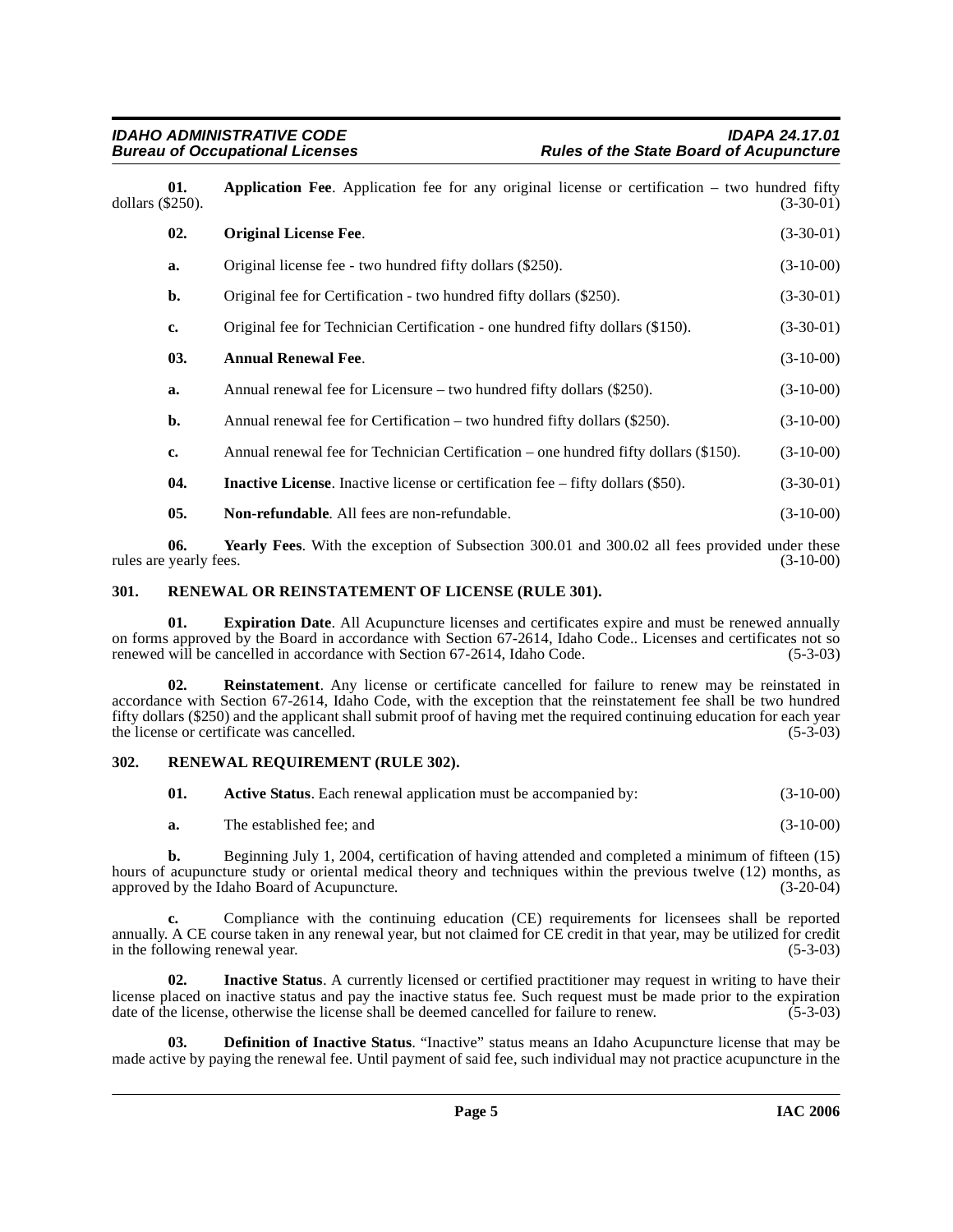**01. Application Fee**. Application fee for any original license or certification – two hundred fifty dollars ($250). (3-30-01)

**02. Original License Fee**. (3-30-01)

**a.** Original license fee - two hundred fifty dollars ($250). (3-10-00)

**b.** Original fee for Certification - two hundred fifty dollars ($250). (3-30-01)

**c.** Original fee for Technician Certification - one hundred fifty dollars ($150). (3-30-01)

**03. Annual Renewal Fee**. (3-10-00)

**a.** Annual renewal fee for Licensure – two hundred fifty dollars ($250). (3-10-00)

**b.** Annual renewal fee for Certification – two hundred fifty dollars ($250). (3-10-00)

**c.** Annual renewal fee for Technician Certification – one hundred fifty dollars ($150). (3-10-00)

**04. Inactive License**. Inactive license or certification fee – fifty dollars ($50). (3-30-01)

**05. Non-refundable**. All fees are non-refundable. (3-10-00)

**06. Yearly Fees**. With the exception of Subsection 300.01 and 300.02 all fees provided under these rules are yearly fees. (3-10-00)

### 301. RENEWAL OR REINSTATEMENT OF LICENSE (RULE 301).

**01. Expiration Date**. All Acupuncture licenses and certificates expire and must be renewed annually on forms approved by the Board in accordance with Section 67-2614, Idaho Code.. Licenses and certificates not so renewed will be cancelled in accordance with Section 67-2614, Idaho Code. (5-3-03)

**02. Reinstatement**. Any license or certificate cancelled for failure to renew may be reinstated in accordance with Section 67-2614, Idaho Code, with the exception that the reinstatement fee shall be two hundred fifty dollars ($250) and the applicant shall submit proof of having met the required continuing education for each year the license or certificate was cancelled. (5-3-03)

### 302. RENEWAL REQUIREMENT (RULE 302).

**01. Active Status**. Each renewal application must be accompanied by: (3-10-00)

**a.** The established fee; and (3-10-00)

**b.** Beginning July 1, 2004, certification of having attended and completed a minimum of fifteen (15) hours of acupuncture study or oriental medical theory and techniques within the previous twelve (12) months, as approved by the Idaho Board of Acupuncture. (3-20-04)

**c.** Compliance with the continuing education (CE) requirements for licensees shall be reported annually. A CE course taken in any renewal year, but not claimed for CE credit in that year, may be utilized for credit in the following renewal year. (5-3-03)

**02. Inactive Status**. A currently licensed or certified practitioner may request in writing to have their license placed on inactive status and pay the inactive status fee. Such request must be made prior to the expiration date of the license, otherwise the license shall be deemed cancelled for failure to renew. (5-3-03)

**03. Definition of Inactive Status**. "Inactive" status means an Idaho Acupuncture license that may be made active by paying the renewal fee. Until payment of said fee, such individual may not practice acupuncture in the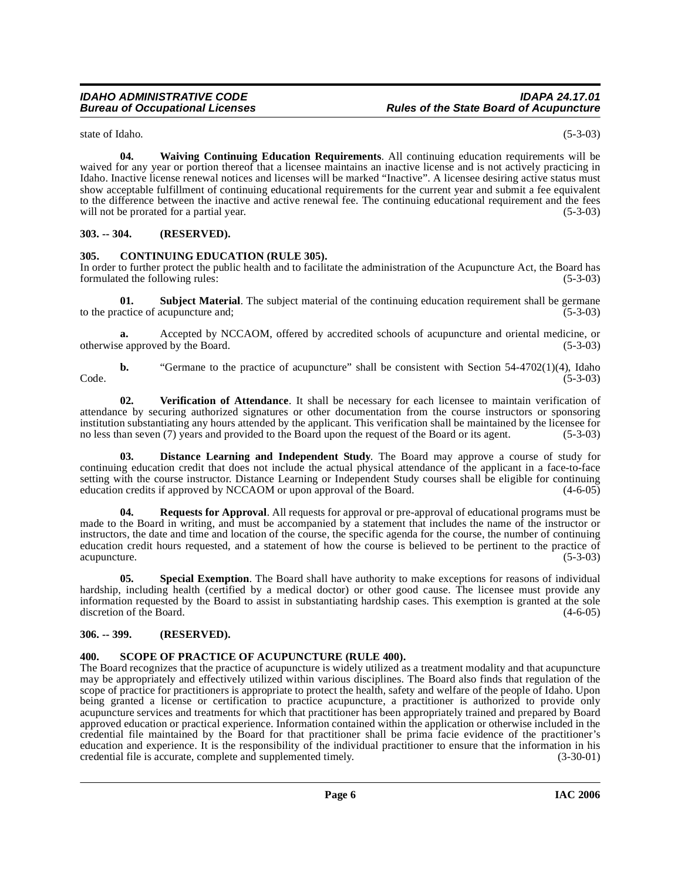state of Idaho. (5-3-03)

**04. Waiving Continuing Education Requirements**. All continuing education requirements will be waived for any year or portion thereof that a licensee maintains an inactive license and is not actively practicing in Idaho. Inactive license renewal notices and licenses will be marked "Inactive". A licensee desiring active status must show acceptable fulfillment of continuing educational requirements for the current year and submit a fee equivalent to the difference between the inactive and active renewal fee. The continuing educational requirement and the fees will not be prorated for a partial year. (5-3-03)

## 303. -- 304. (RESERVED).

## 305. CONTINUING EDUCATION (RULE 305).

In order to further protect the public health and to facilitate the administration of the Acupuncture Act, the Board has formulated the following rules: (5-3-03)

**01. Subject Material**. The subject material of the continuing education requirement shall be germane to the practice of acupuncture and; (5-3-03)

**a.** Accepted by NCCAOM, offered by accredited schools of acupuncture and oriental medicine, or otherwise approved by the Board. (5-3-03)

**b.** "Germane to the practice of acupuncture" shall be consistent with Section 54-4702(1)(4), Idaho Code. (5-3-03)

**02. Verification of Attendance**. It shall be necessary for each licensee to maintain verification of attendance by securing authorized signatures or other documentation from the course instructors or sponsoring institution substantiating any hours attended by the applicant. This verification shall be maintained by the licensee for no less than seven (7) years and provided to the Board upon the request of the Board or its agent. (5-3-03)

**03. Distance Learning and Independent Study**. The Board may approve a course of study for continuing education credit that does not include the actual physical attendance of the applicant in a face-to-face setting with the course instructor. Distance Learning or Independent Study courses shall be eligible for continuing education credits if approved by NCCAOM or upon approval of the Board. (4-6-05)

**04. Requests for Approval**. All requests for approval or pre-approval of educational programs must be made to the Board in writing, and must be accompanied by a statement that includes the name of the instructor or instructors, the date and time and location of the course, the specific agenda for the course, the number of continuing education credit hours requested, and a statement of how the course is believed to be pertinent to the practice of acupuncture. (5-3-03)

**05. Special Exemption**. The Board shall have authority to make exceptions for reasons of individual hardship, including health (certified by a medical doctor) or other good cause. The licensee must provide any information requested by the Board to assist in substantiating hardship cases. This exemption is granted at the sole discretion of the Board. (4-6-05)

## 306. -- 399. (RESERVED).

## 400. SCOPE OF PRACTICE OF ACUPUNCTURE (RULE 400).

The Board recognizes that the practice of acupuncture is widely utilized as a treatment modality and that acupuncture may be appropriately and effectively utilized within various disciplines. The Board also finds that regulation of the scope of practice for practitioners is appropriate to protect the health, safety and welfare of the people of Idaho. Upon being granted a license or certification to practice acupuncture, a practitioner is authorized to provide only acupuncture services and treatments for which that practitioner has been appropriately trained and prepared by Board approved education or practical experience. Information contained within the application or otherwise included in the credential file maintained by the Board for that practitioner shall be prima facie evidence of the practitioner's education and experience. It is the responsibility of the individual practitioner to ensure that the information in his credential file is accurate, complete and supplemented timely. (3-30-01)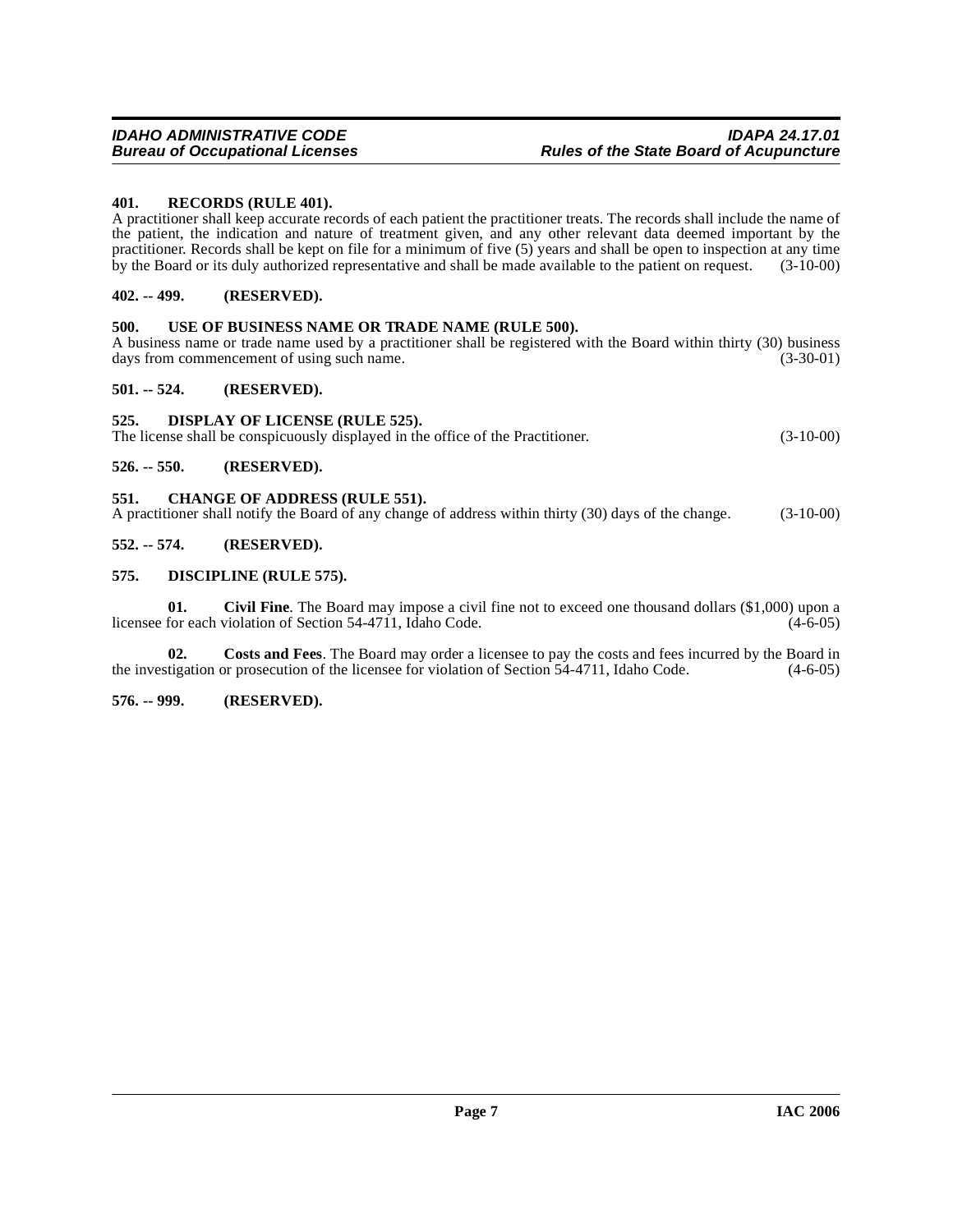### 401. RECORDS (RULE 401).

A practitioner shall keep accurate records of each patient the practitioner treats. The records shall include the name of the patient, the indication and nature of treatment given, and any other relevant data deemed important by the practitioner. Records shall be kept on file for a minimum of five (5) years and shall be open to inspection at any time by the Board or its duly authorized representative and shall be made available to the patient on request. (3-10-00)

### 402. -- 499. (RESERVED).

### 500. USE OF BUSINESS NAME OR TRADE NAME (RULE 500).

A business name or trade name used by a practitioner shall be registered with the Board within thirty (30) business days from commencement of using such name. (3-30-01)

### 501. -- 524. (RESERVED).

### 525. DISPLAY OF LICENSE (RULE 525).

The license shall be conspicuously displayed in the office of the Practitioner. (3-10-00)

### 526. -- 550. (RESERVED).

### 551. CHANGE OF ADDRESS (RULE 551).

A practitioner shall notify the Board of any change of address within thirty (30) days of the change. (3-10-00)

### 552. -- 574. (RESERVED).

### 575. DISCIPLINE (RULE 575).

**01. Civil Fine**. The Board may impose a civil fine not to exceed one thousand dollars ($1,000) upon a licensee for each violation of Section 54-4711, Idaho Code. (4-6-05)

**02. Costs and Fees**. The Board may order a licensee to pay the costs and fees incurred by the Board in the investigation or prosecution of the licensee for violation of Section 54-4711, Idaho Code. (4-6-05)

### 576. -- 999. (RESERVED).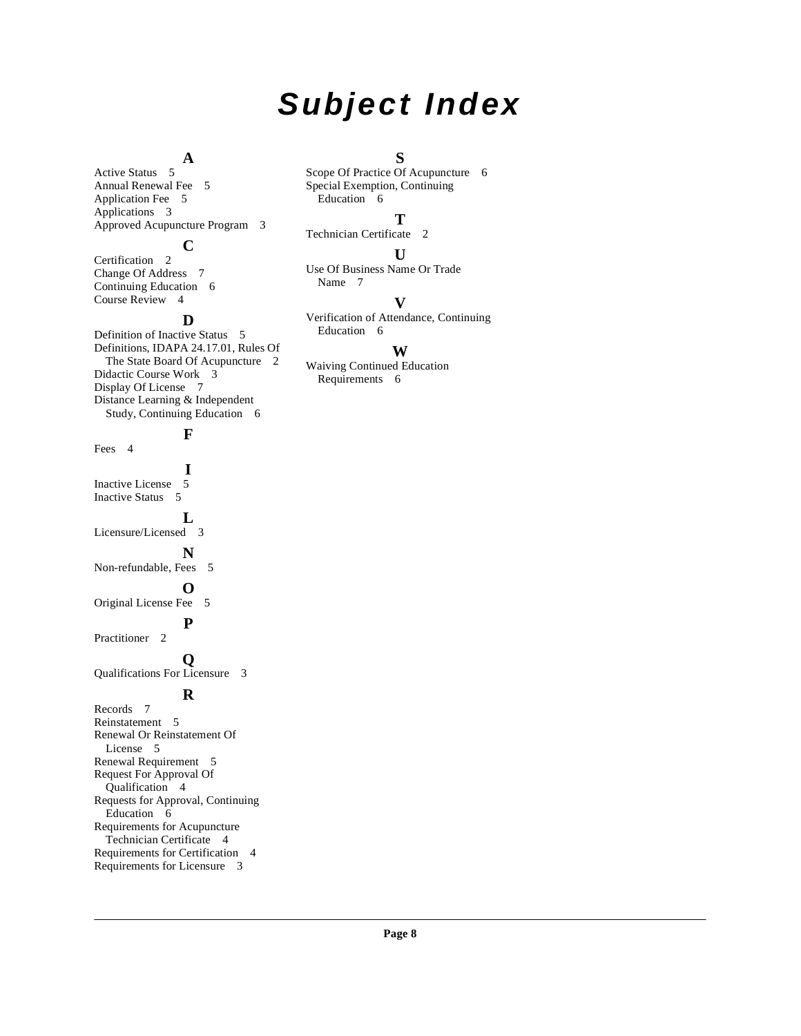# Subject Index

**A**

Active Status 5
Annual Renewal Fee 5
Application Fee 5
Applications 3
Approved Acupuncture Program 3

**C**

Certification 2
Change Of Address 7
Continuing Education 6
Course Review 4

**D**

Definition of Inactive Status 5
Definitions, IDAPA 24.17.01, Rules Of The State Board Of Acupuncture 2
Didactic Course Work 3
Display Of License 7
Distance Learning & Independent Study, Continuing Education 6

**F**

Fees 4

**I**

Inactive License 5
Inactive Status 5

**L**

Licensure/Licensed 3

**N**

Non-refundable, Fees 5

**O**

Original License Fee 5

**P**

Practitioner 2

**Q**

Qualifications For Licensure 3

**R**

Records 7
Reinstatement 5
Renewal Or Reinstatement Of License 5
Renewal Requirement 5
Request For Approval Of Qualification 4
Requests for Approval, Continuing Education 6
Requirements for Acupuncture Technician Certificate 4
Requirements for Certification 4
Requirements for Licensure 3

**S**

Scope Of Practice Of Acupuncture 6
Special Exemption, Continuing Education 6

**T**

Technician Certificate 2

**U**

Use Of Business Name Or Trade Name 7

**V**

Verification of Attendance, Continuing Education 6

**W**

Waiving Continued Education Requirements 6